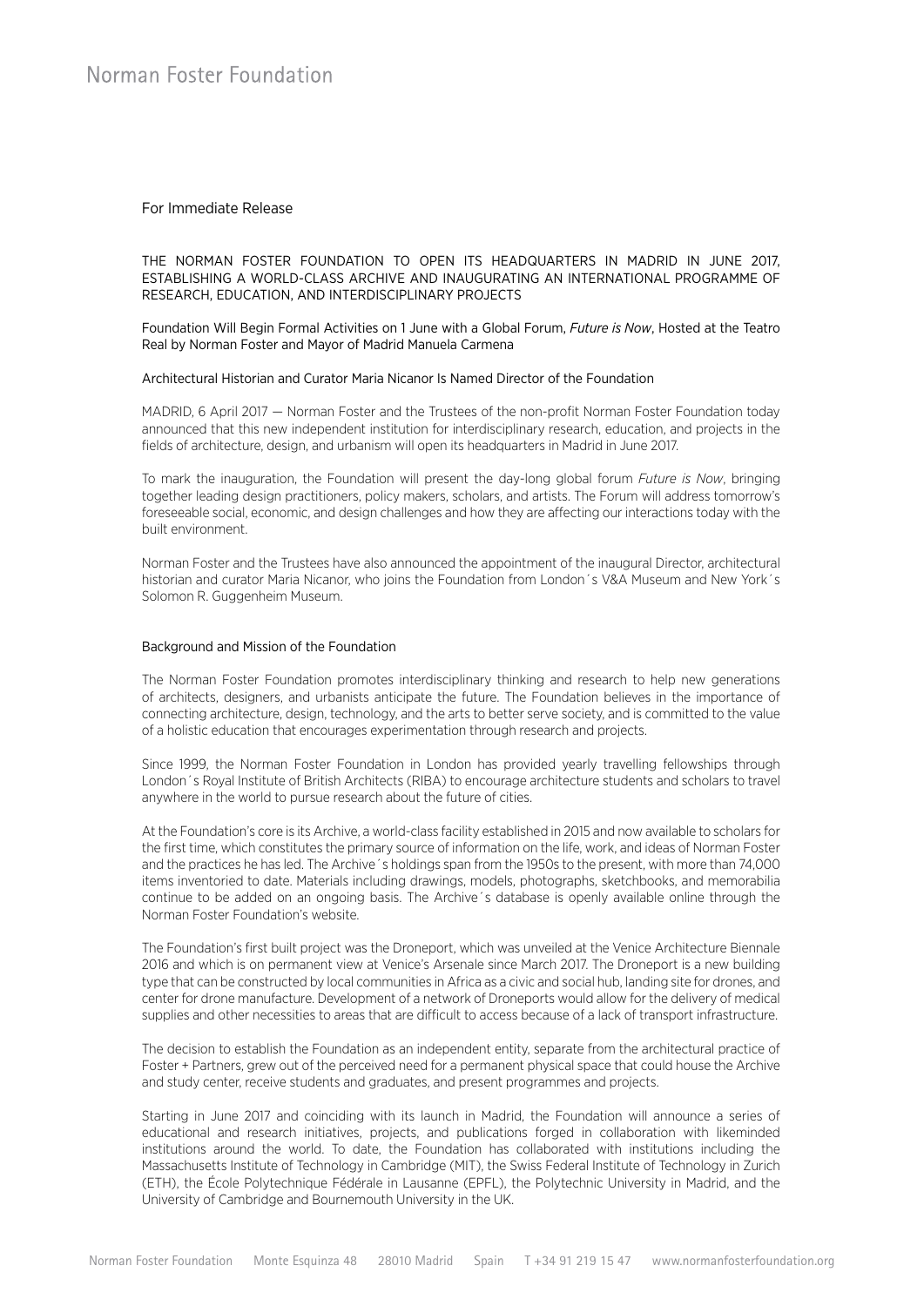Norman Foster Foundation

For Immediate Release

# THE NORMAN FOSTER FOUNDATION TO OPEN ITS HEADQUARTERS IN MADRID IN JUNE 2017, ESTABLISHING A WORLD-CLASS ARCHIVE AND INAUGURATING AN INTERNATIONAL PROGRAMME OF RESEARCH, EDUCATION, AND INTERDISCIPLINARY PROJECTS

## Foundation Will Begin Formal Activities on 1 June with a Global Forum, *Future is Now*, Hosted at the Teatro Real by Norman Foster and Mayor of Madrid Manuela Carmena

## Architectural Historian and Curator Maria Nicanor Is Named Director of the Foundation

MADRID, 6 April 2017 — Norman Foster and the Trustees of the non-profit Norman Foster Foundation today announced that this new independent institution for interdisciplinary research, education, and projects in the fields of architecture, design, and urbanism will open its headquarters in Madrid in June 2017.

To mark the inauguration, the Foundation will present the day-long global forum *Future is Now*, bringing together leading design practitioners, policy makers, scholars, and artists. The Forum will address tomorrow's foreseeable social, economic, and design challenges and how they are affecting our interactions today with the built environment.

Norman Foster and the Trustees have also announced the appointment of the inaugural Director, architectural historian and curator Maria Nicanor, who joins the Foundation from London´s V&A Museum and New York´s Solomon R. Guggenheim Museum.

### Background and Mission of the Foundation

The Norman Foster Foundation promotes interdisciplinary thinking and research to help new generations of architects, designers, and urbanists anticipate the future. The Foundation believes in the importance of connecting architecture, design, technology, and the arts to better serve society, and is committed to the value of a holistic education that encourages experimentation through research and projects.

Since 1999, the Norman Foster Foundation in London has provided yearly travelling fellowships through London´s Royal Institute of British Architects (RIBA) to encourage architecture students and scholars to travel anywhere in the world to pursue research about the future of cities.

At the Foundation's core is its Archive, a world-class facility established in 2015 and now available to scholars for the first time, which constitutes the primary source of information on the life, work, and ideas of Norman Foster and the practices he has led. The Archive´s holdings span from the 1950s to the present, with more than 74,000 items inventoried to date. Materials including drawings, models, photographs, sketchbooks, and memorabilia continue to be added on an ongoing basis. The Archive´s database is openly available online through the Norman Foster Foundation's website.

The Foundation's first built project was the Droneport, which was unveiled at the Venice Architecture Biennale 2016 and which is on permanent view at Venice's Arsenale since March 2017. The Droneport is a new building type that can be constructed by local communities in Africa as a civic and social hub, landing site for drones, and center for drone manufacture. Development of a network of Droneports would allow for the delivery of medical supplies and other necessities to areas that are difficult to access because of a lack of transport infrastructure.

The decision to establish the Foundation as an independent entity, separate from the architectural practice of Foster + Partners, grew out of the perceived need for a permanent physical space that could house the Archive and study center, receive students and graduates, and present programmes and projects.

Starting in June 2017 and coinciding with its launch in Madrid, the Foundation will announce a series of educational and research initiatives, projects, and publications forged in collaboration with likeminded institutions around the world. To date, the Foundation has collaborated with institutions including the Massachusetts Institute of Technology in Cambridge (MIT), the Swiss Federal Institute of Technology in Zurich (ETH), the École Polytechnique Fédérale in Lausanne (EPFL), the Polytechnic University in Madrid, and the University of Cambridge and Bournemouth University in the UK.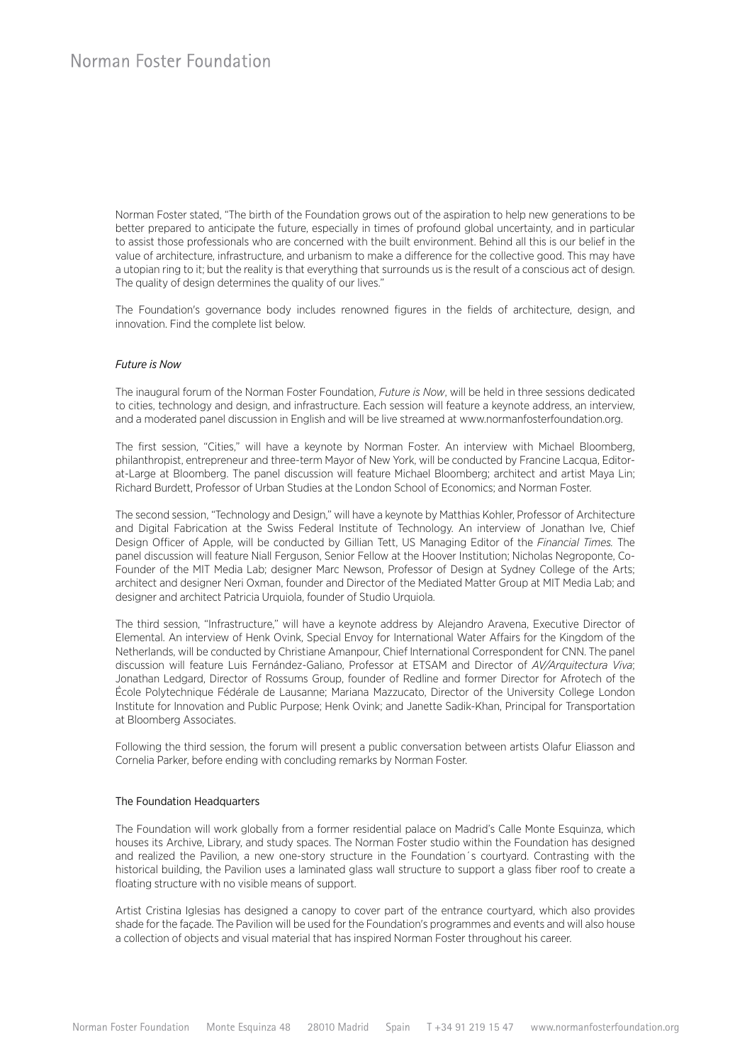Norman Foster stated, "The birth of the Foundation grows out of the aspiration to help new generations to be better prepared to anticipate the future, especially in times of profound global uncertainty, and in particular to assist those professionals who are concerned with the built environment. Behind all this is our belief in the value of architecture, infrastructure, and urbanism to make a difference for the collective good. This may have a utopian ring to it; but the reality is that everything that surrounds us is the result of a conscious act of design. The quality of design determines the quality of our lives."

The Foundation's governance body includes renowned figures in the fields of architecture, design, and innovation. Find the complete list below.

### *Future is Now*

The inaugural forum of the Norman Foster Foundation, *Future is Now*, will be held in three sessions dedicated to cities, technology and design, and infrastructure. Each session will feature a keynote address, an interview, and a moderated panel discussion in English and will be live streamed at www.normanfosterfoundation.org.

The first session, "Cities," will have a keynote by Norman Foster. An interview with Michael Bloomberg, philanthropist, entrepreneur and three-term Mayor of New York, will be conducted by Francine Lacqua, Editor-at-Large at Bloomberg. The panel discussion will feature Michael Bloomberg; architect and artist Maya Lin; Richard Burdett, Professor of Urban Studies at the London School of Economics; and Norman Foster.

The second session, "Technology and Design," will have a keynote by Matthias Kohler, Professor of Architecture and Digital Fabrication at the Swiss Federal Institute of Technology. An interview of Jonathan Ive, Chief Design Officer of Apple, will be conducted by Gillian Tett, US Managing Editor of the *Financial Times.* The panel discussion will feature Niall Ferguson, Senior Fellow at the Hoover Institution; Nicholas Negroponte, Co-Founder of the MIT Media Lab; designer Marc Newson, Professor of Design at Sydney College of the Arts; architect and designer Neri Oxman, founder and Director of the Mediated Matter Group at MIT Media Lab; and designer and architect Patricia Urquiola, founder of Studio Urquiola.

The third session, "Infrastructure," will have a keynote address by Alejandro Aravena, Executive Director of Elemental. An interview of Henk Ovink, Special Envoy for International Water Affairs for the Kingdom of the Netherlands, will be conducted by Christiane Amanpour, Chief International Correspondent for CNN. The panel discussion will feature Luis Fernández-Galiano, Professor at ETSAM and Director of *AV/Arquitectura Viva*; Jonathan Ledgard, Director of Rossums Group, founder of Redline and former Director for Afrotech of the École Polytechnique Fédérale de Lausanne; Mariana Mazzucato, Director of the University College London Institute for Innovation and Public Purpose; Henk Ovink; and Janette Sadik-Khan, Principal for Transportation at Bloomberg Associates.

Following the third session, the forum will present a public conversation between artists Olafur Eliasson and Cornelia Parker, before ending with concluding remarks by Norman Foster.

### The Foundation Headquarters

The Foundation will work globally from a former residential palace on Madrid's Calle Monte Esquinza, which houses its Archive, Library, and study spaces. The Norman Foster studio within the Foundation has designed and realized the Pavilion, a new one-story structure in the Foundation´s courtyard. Contrasting with the historical building, the Pavilion uses a laminated glass wall structure to support a glass fiber roof to create a floating structure with no visible means of support.

Artist Cristina Iglesias has designed a canopy to cover part of the entrance courtyard, which also provides shade for the façade. The Pavilion will be used for the Foundation's programmes and events and will also house a collection of objects and visual material that has inspired Norman Foster throughout his career.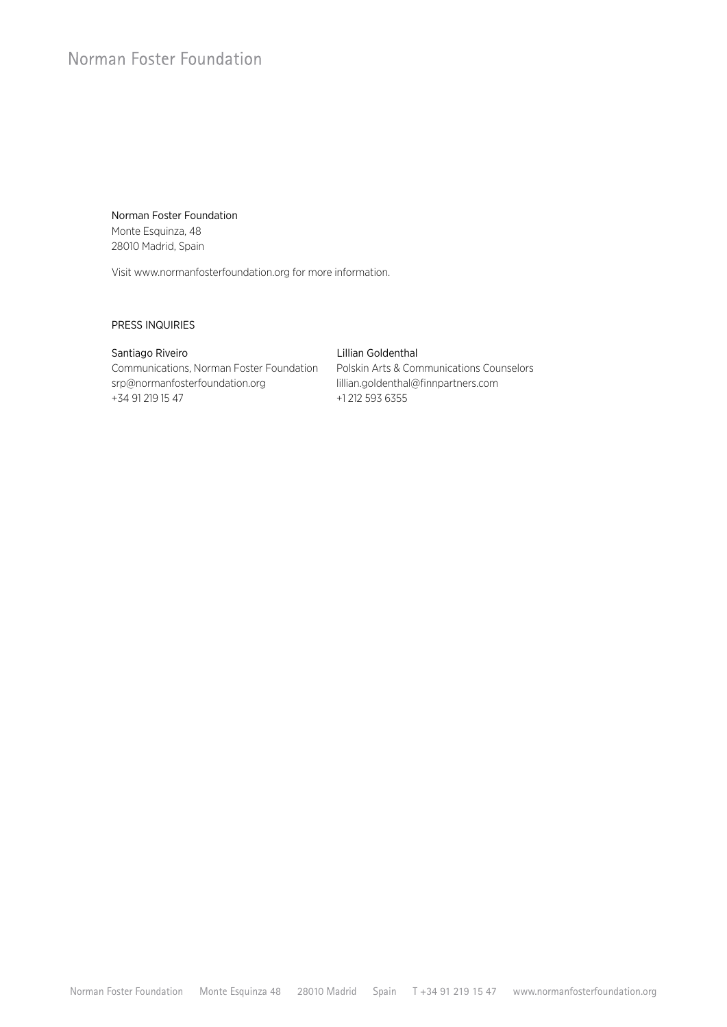Norman Foster Foundation
Monte Esquinza, 48
28010 Madrid, Spain

Visit www.normanfosterfoundation.org for more information.

PRESS INQUIRIES

Santiago Riveiro
Communications, Norman Foster Foundation
srp@normanfosterfoundation.org
+34 91 219 15 47

Lillian Goldenthal
Polskin Arts & Communications Counselors
lillian.goldenthal@finnpartners.com
+1 212 593 6355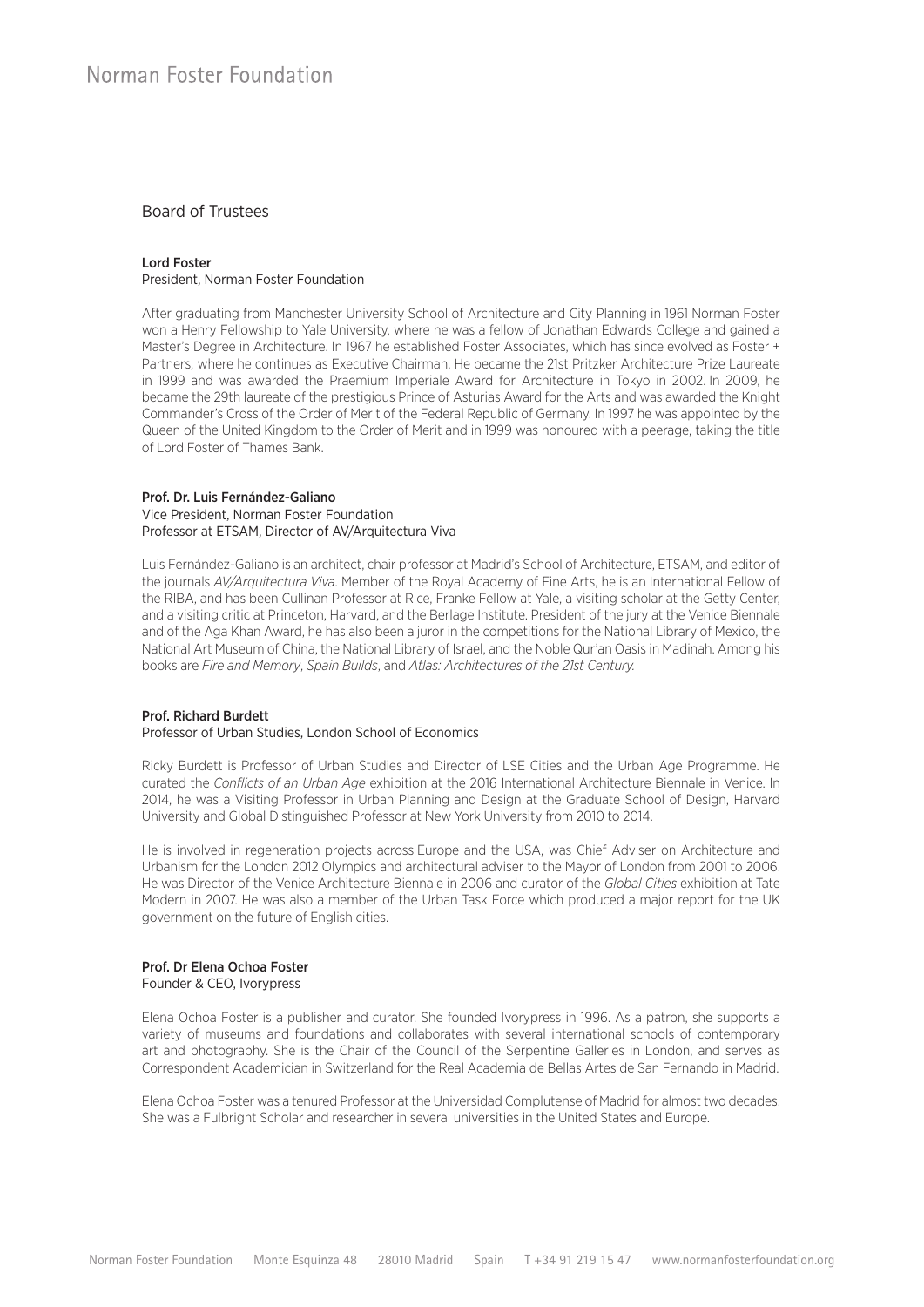## Board of Trustees

**Lord Foster**
President, Norman Foster Foundation

After graduating from Manchester University School of Architecture and City Planning in 1961 Norman Foster won a Henry Fellowship to Yale University, where he was a fellow of Jonathan Edwards College and gained a Master's Degree in Architecture. In 1967 he established Foster Associates, which has since evolved as Foster + Partners, where he continues as Executive Chairman. He became the 21st Pritzker Architecture Prize Laureate in 1999 and was awarded the Praemium Imperiale Award for Architecture in Tokyo in 2002. In 2009, he became the 29th laureate of the prestigious Prince of Asturias Award for the Arts and was awarded the Knight Commander's Cross of the Order of Merit of the Federal Republic of Germany. In 1997 he was appointed by the Queen of the United Kingdom to the Order of Merit and in 1999 was honoured with a peerage, taking the title of Lord Foster of Thames Bank.

**Prof. Dr. Luis Fernández-Galiano**
Vice President, Norman Foster Foundation
Professor at ETSAM, Director of AV/Arquitectura Viva

Luis Fernández-Galiano is an architect, chair professor at Madrid's School of Architecture, ETSAM, and editor of the journals *AV/Arquitectura Viva*. Member of the Royal Academy of Fine Arts, he is an International Fellow of the RIBA, and has been Cullinan Professor at Rice, Franke Fellow at Yale, a visiting scholar at the Getty Center, and a visiting critic at Princeton, Harvard, and the Berlage Institute. President of the jury at the Venice Biennale and of the Aga Khan Award, he has also been a juror in the competitions for the National Library of Mexico, the National Art Museum of China, the National Library of Israel, and the Noble Qur'an Oasis in Madinah. Among his books are *Fire and Memory*, *Spain Builds*, and *Atlas: Architectures of the 21st Century.*

**Prof. Richard Burdett**
Professor of Urban Studies, London School of Economics

Ricky Burdett is Professor of Urban Studies and Director of LSE Cities and the Urban Age Programme. He curated the *Conflicts of an Urban Age* exhibition at the 2016 International Architecture Biennale in Venice. In 2014, he was a Visiting Professor in Urban Planning and Design at the Graduate School of Design, Harvard University and Global Distinguished Professor at New York University from 2010 to 2014.

He is involved in regeneration projects across Europe and the USA, was Chief Adviser on Architecture and Urbanism for the London 2012 Olympics and architectural adviser to the Mayor of London from 2001 to 2006. He was Director of the Venice Architecture Biennale in 2006 and curator of the *Global Cities* exhibition at Tate Modern in 2007. He was also a member of the Urban Task Force which produced a major report for the UK government on the future of English cities.

**Prof. Dr Elena Ochoa Foster**
Founder & CEO, Ivorypress

Elena Ochoa Foster is a publisher and curator. She founded Ivorypress in 1996. As a patron, she supports a variety of museums and foundations and collaborates with several international schools of contemporary art and photography. She is the Chair of the Council of the Serpentine Galleries in London, and serves as Correspondent Academician in Switzerland for the Real Academia de Bellas Artes de San Fernando in Madrid.

Elena Ochoa Foster was a tenured Professor at the Universidad Complutense of Madrid for almost two decades. She was a Fulbright Scholar and researcher in several universities in the United States and Europe.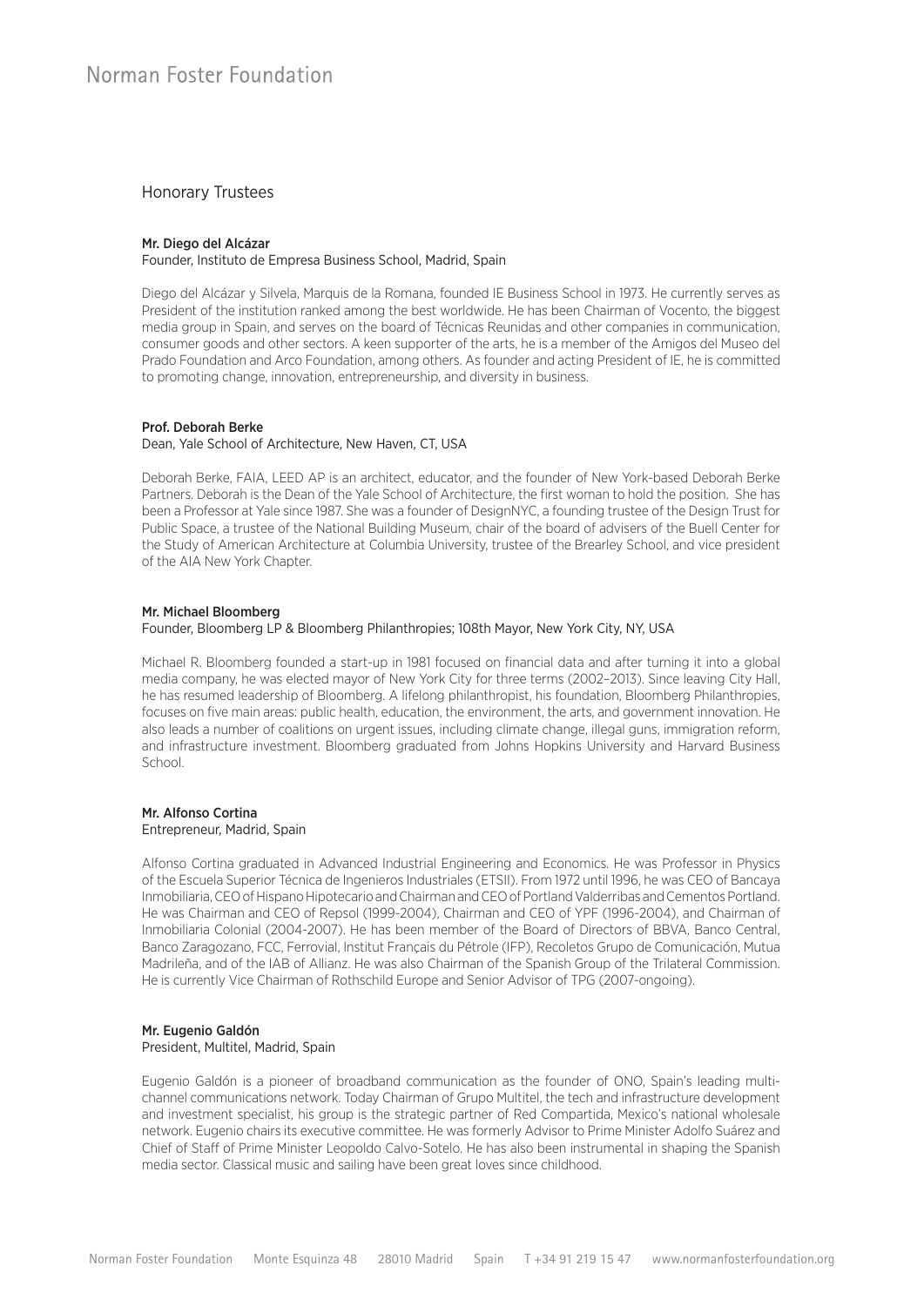## Honorary Trustees

**Mr. Diego del Alcázar**
Founder, Instituto de Empresa Business School, Madrid, Spain

Diego del Alcázar y Silvela, Marquis de la Romana, founded IE Business School in 1973. He currently serves as President of the institution ranked among the best worldwide. He has been Chairman of Vocento, the biggest media group in Spain, and serves on the board of Técnicas Reunidas and other companies in communication, consumer goods and other sectors. A keen supporter of the arts, he is a member of the Amigos del Museo del Prado Foundation and Arco Foundation, among others. As founder and acting President of IE, he is committed to promoting change, innovation, entrepreneurship, and diversity in business.

**Prof. Deborah Berke**
Dean, Yale School of Architecture, New Haven, CT, USA

Deborah Berke, FAIA, LEED AP is an architect, educator, and the founder of New York-based Deborah Berke Partners. Deborah is the Dean of the Yale School of Architecture, the first woman to hold the position. She has been a Professor at Yale since 1987. She was a founder of DesignNYC, a founding trustee of the Design Trust for Public Space, a trustee of the National Building Museum, chair of the board of advisers of the Buell Center for the Study of American Architecture at Columbia University, trustee of the Brearley School, and vice president of the AIA New York Chapter.

**Mr. Michael Bloomberg**
Founder, Bloomberg LP & Bloomberg Philanthropies; 108th Mayor, New York City, NY, USA

Michael R. Bloomberg founded a start-up in 1981 focused on financial data and after turning it into a global media company, he was elected mayor of New York City for three terms (2002–2013). Since leaving City Hall, he has resumed leadership of Bloomberg. A lifelong philanthropist, his foundation, Bloomberg Philanthropies, focuses on five main areas: public health, education, the environment, the arts, and government innovation. He also leads a number of coalitions on urgent issues, including climate change, illegal guns, immigration reform, and infrastructure investment. Bloomberg graduated from Johns Hopkins University and Harvard Business School.

**Mr. Alfonso Cortina**
Entrepreneur, Madrid, Spain

Alfonso Cortina graduated in Advanced Industrial Engineering and Economics. He was Professor in Physics of the Escuela Superior Técnica de Ingenieros Industriales (ETSII). From 1972 until 1996, he was CEO of Bancaya Inmobiliaria, CEO of Hispano Hipotecario and Chairman and CEO of Portland Valderribas and Cementos Portland. He was Chairman and CEO of Repsol (1999-2004), Chairman and CEO of YPF (1996-2004), and Chairman of Inmobiliaria Colonial (2004-2007). He has been member of the Board of Directors of BBVA, Banco Central, Banco Zaragozano, FCC, Ferrovial, Institut Français du Pétrole (IFP), Recoletos Grupo de Comunicación, Mutua Madrileña, and of the IAB of Allianz. He was also Chairman of the Spanish Group of the Trilateral Commission. He is currently Vice Chairman of Rothschild Europe and Senior Advisor of TPG (2007-ongoing).

**Mr. Eugenio Galdón**
President, Multitel, Madrid, Spain

Eugenio Galdón is a pioneer of broadband communication as the founder of ONO, Spain's leading multi-channel communications network. Today Chairman of Grupo Multitel, the tech and infrastructure development and investment specialist, his group is the strategic partner of Red Compartida, Mexico's national wholesale network. Eugenio chairs its executive committee. He was formerly Advisor to Prime Minister Adolfo Suárez and Chief of Staff of Prime Minister Leopoldo Calvo-Sotelo. He has also been instrumental in shaping the Spanish media sector. Classical music and sailing have been great loves since childhood.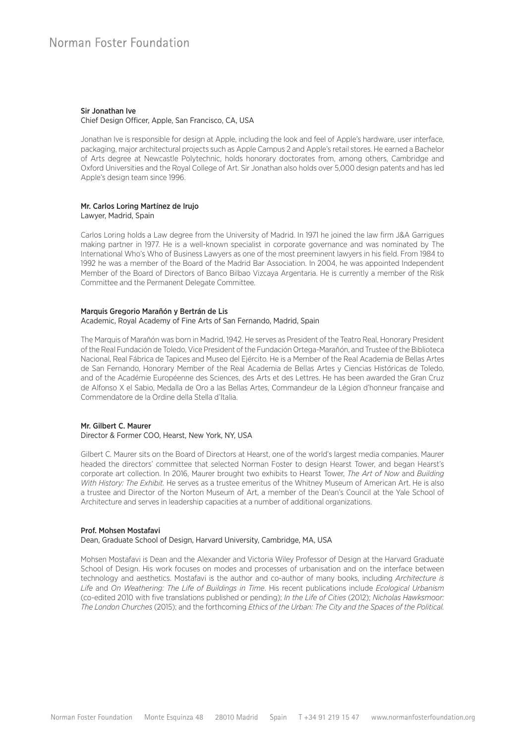**Sir Jonathan Ive**
Chief Design Officer, Apple, San Francisco, CA, USA

Jonathan Ive is responsible for design at Apple, including the look and feel of Apple's hardware, user interface, packaging, major architectural projects such as Apple Campus 2 and Apple's retail stores. He earned a Bachelor of Arts degree at Newcastle Polytechnic, holds honorary doctorates from, among others, Cambridge and Oxford Universities and the Royal College of Art. Sir Jonathan also holds over 5,000 design patents and has led Apple's design team since 1996.

**Mr. Carlos Loring Martínez de Irujo**
Lawyer, Madrid, Spain

Carlos Loring holds a Law degree from the University of Madrid. In 1971 he joined the law firm J&A Garrigues making partner in 1977. He is a well-known specialist in corporate governance and was nominated by The International Who's Who of Business Lawyers as one of the most preeminent lawyers in his field. From 1984 to 1992 he was a member of the Board of the Madrid Bar Association. In 2004, he was appointed Independent Member of the Board of Directors of Banco Bilbao Vizcaya Argentaria. He is currently a member of the Risk Committee and the Permanent Delegate Committee.

**Marquis Gregorio Marañón y Bertrán de Lis**
Academic, Royal Academy of Fine Arts of San Fernando, Madrid, Spain

The Marquis of Marañón was born in Madrid, 1942. He serves as President of the Teatro Real, Honorary President of the Real Fundación de Toledo, Vice President of the Fundación Ortega-Marañón, and Trustee of the Biblioteca Nacional, Real Fábrica de Tapices and Museo del Ejército. He is a Member of the Real Academia de Bellas Artes de San Fernando, Honorary Member of the Real Academia de Bellas Artes y Ciencias Históricas de Toledo, and of the Académie Européenne des Sciences, des Arts et des Lettres. He has been awarded the Gran Cruz de Alfonso X el Sabio, Medalla de Oro a las Bellas Artes, Commandeur de la Légion d'honneur française and Commendatore de la Ordine della Stella d'Italia.

**Mr. Gilbert C. Maurer**
Director & Former COO, Hearst, New York, NY, USA

Gilbert C. Maurer sits on the Board of Directors at Hearst, one of the world's largest media companies. Maurer headed the directors' committee that selected Norman Foster to design Hearst Tower, and began Hearst's corporate art collection. In 2016, Maurer brought two exhibits to Hearst Tower, *The Art of Now* and *Building With History: The Exhibit.* He serves as a trustee emeritus of the Whitney Museum of American Art. He is also a trustee and Director of the Norton Museum of Art, a member of the Dean's Council at the Yale School of Architecture and serves in leadership capacities at a number of additional organizations.

**Prof. Mohsen Mostafavi**
Dean, Graduate School of Design, Harvard University, Cambridge, MA, USA

Mohsen Mostafavi is Dean and the Alexander and Victoria Wiley Professor of Design at the Harvard Graduate School of Design. His work focuses on modes and processes of urbanisation and on the interface between technology and aesthetics. Mostafavi is the author and co-author of many books, including *Architecture is Life* and *On Weathering: The Life of Buildings in Time*. His recent publications include *Ecological Urbanism* (co-edited 2010 with five translations published or pending); *In the Life of Cities* (2012); *Nicholas Hawksmoor: The London Churches* (2015); and the forthcoming *Ethics of the Urban: The City and the Spaces of the Political.*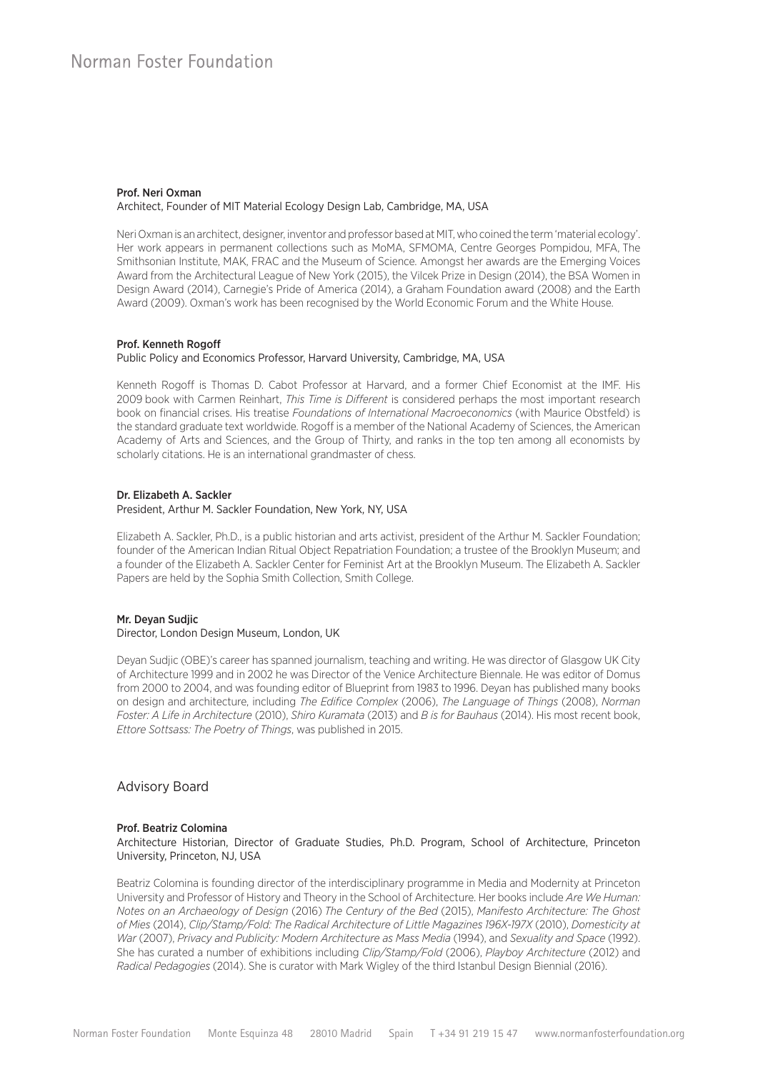**Prof. Neri Oxman**
Architect, Founder of MIT Material Ecology Design Lab, Cambridge, MA, USA

Neri Oxman is an architect, designer, inventor and professor based at MIT, who coined the term 'material ecology'. Her work appears in permanent collections such as MoMA, SFMOMA, Centre Georges Pompidou, MFA, The Smithsonian Institute, MAK, FRAC and the Museum of Science. Amongst her awards are the Emerging Voices Award from the Architectural League of New York (2015), the Vilcek Prize in Design (2014), the BSA Women in Design Award (2014), Carnegie's Pride of America (2014), a Graham Foundation award (2008) and the Earth Award (2009). Oxman's work has been recognised by the World Economic Forum and the White House.

**Prof. Kenneth Rogoff**
Public Policy and Economics Professor, Harvard University, Cambridge, MA, USA

Kenneth Rogoff is Thomas D. Cabot Professor at Harvard, and a former Chief Economist at the IMF. His 2009 book with Carmen Reinhart, *This Time is Different* is considered perhaps the most important research book on financial crises. His treatise *Foundations of International Macroeconomics* (with Maurice Obstfeld) is the standard graduate text worldwide. Rogoff is a member of the National Academy of Sciences, the American Academy of Arts and Sciences, and the Group of Thirty, and ranks in the top ten among all economists by scholarly citations. He is an international grandmaster of chess.

**Dr. Elizabeth A. Sackler**
President, Arthur M. Sackler Foundation, New York, NY, USA

Elizabeth A. Sackler, Ph.D., is a public historian and arts activist, president of the Arthur M. Sackler Foundation; founder of the American Indian Ritual Object Repatriation Foundation; a trustee of the Brooklyn Museum; and a founder of the Elizabeth A. Sackler Center for Feminist Art at the Brooklyn Museum. The Elizabeth A. Sackler Papers are held by the Sophia Smith Collection, Smith College.

**Mr. Deyan Sudjic**
Director, London Design Museum, London, UK

Deyan Sudjic (OBE)'s career has spanned journalism, teaching and writing. He was director of Glasgow UK City of Architecture 1999 and in 2002 he was Director of the Venice Architecture Biennale. He was editor of Domus from 2000 to 2004, and was founding editor of Blueprint from 1983 to 1996. Deyan has published many books on design and architecture, including *The Edifice Complex* (2006), *The Language of Things* (2008), *Norman Foster: A Life in Architecture* (2010), *Shiro Kuramata* (2013) and *B is for Bauhaus* (2014). His most recent book, *Ettore Sottsass: The Poetry of Things*, was published in 2015.

## Advisory Board

**Prof. Beatriz Colomina**
Architecture Historian, Director of Graduate Studies, Ph.D. Program, School of Architecture, Princeton University, Princeton, NJ, USA

Beatriz Colomina is founding director of the interdisciplinary programme in Media and Modernity at Princeton University and Professor of History and Theory in the School of Architecture. Her books include *Are We Human: Notes on an Archaeology of Design* (2016) *The Century of the Bed* (2015), *Manifesto Architecture: The Ghost of Mies* (2014), *Clip/Stamp/Fold: The Radical Architecture of Little Magazines 196X-197X* (2010), *Domesticity at War* (2007), *Privacy and Publicity: Modern Architecture as Mass Media* (1994), and *Sexuality and Space* (1992). She has curated a number of exhibitions including *Clip/Stamp/Fold* (2006), *Playboy Architecture* (2012) and *Radical Pedagogies* (2014). She is curator with Mark Wigley of the third Istanbul Design Biennial (2016).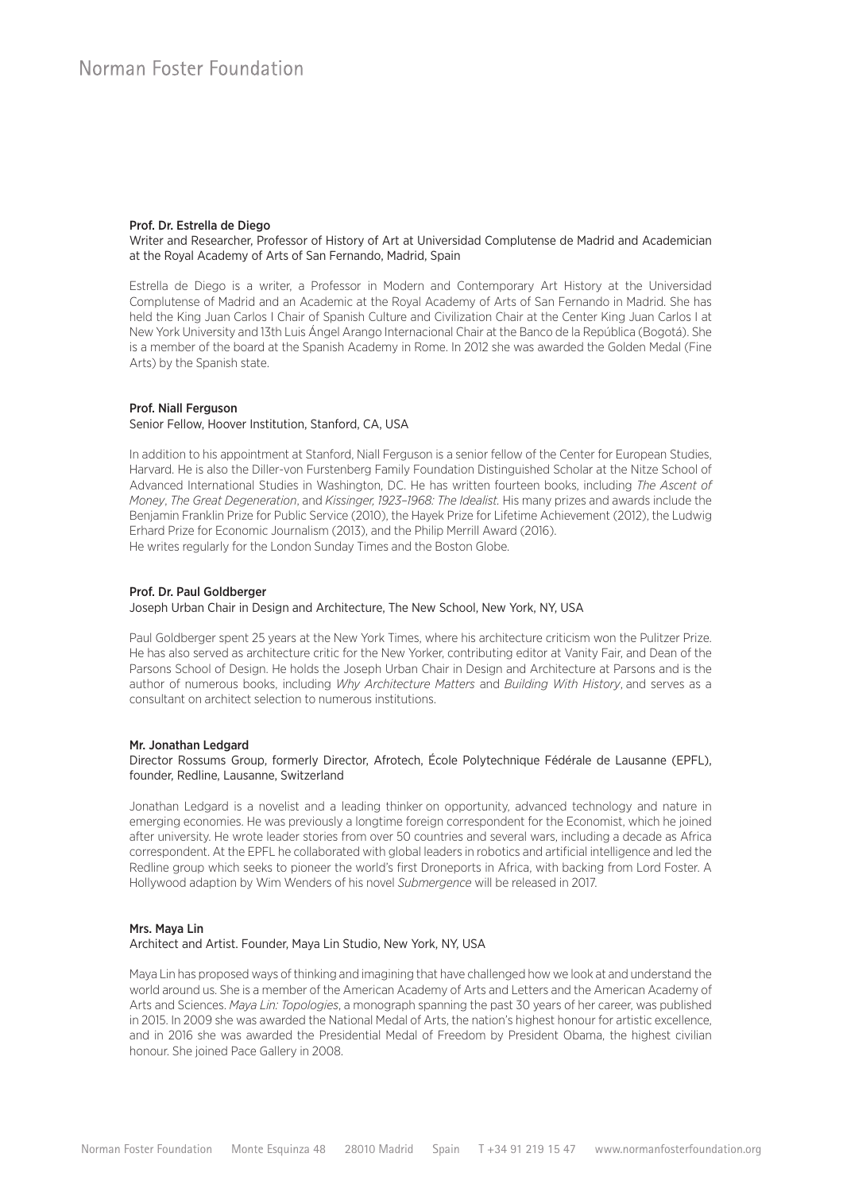**Prof. Dr. Estrella de Diego**
Writer and Researcher, Professor of History of Art at Universidad Complutense de Madrid and Academician at the Royal Academy of Arts of San Fernando, Madrid, Spain

Estrella de Diego is a writer, a Professor in Modern and Contemporary Art History at the Universidad Complutense of Madrid and an Academic at the Royal Academy of Arts of San Fernando in Madrid. She has held the King Juan Carlos I Chair of Spanish Culture and Civilization Chair at the Center King Juan Carlos I at New York University and 13th Luis Ángel Arango Internacional Chair at the Banco de la República (Bogotá). She is a member of the board at the Spanish Academy in Rome. In 2012 she was awarded the Golden Medal (Fine Arts) by the Spanish state.

**Prof. Niall Ferguson**
Senior Fellow, Hoover Institution, Stanford, CA, USA

In addition to his appointment at Stanford, Niall Ferguson is a senior fellow of the Center for European Studies, Harvard. He is also the Diller-von Furstenberg Family Foundation Distinguished Scholar at the Nitze School of Advanced International Studies in Washington, DC. He has written fourteen books, including *The Ascent of Money*, *The Great Degeneration*, and *Kissinger, 1923–1968: The Idealist*. His many prizes and awards include the Benjamin Franklin Prize for Public Service (2010), the Hayek Prize for Lifetime Achievement (2012), the Ludwig Erhard Prize for Economic Journalism (2013), and the Philip Merrill Award (2016).
He writes regularly for the London Sunday Times and the Boston Globe.

**Prof. Dr. Paul Goldberger**
Joseph Urban Chair in Design and Architecture, The New School, New York, NY, USA

Paul Goldberger spent 25 years at the New York Times, where his architecture criticism won the Pulitzer Prize. He has also served as architecture critic for the New Yorker, contributing editor at Vanity Fair, and Dean of the Parsons School of Design. He holds the Joseph Urban Chair in Design and Architecture at Parsons and is the author of numerous books, including *Why Architecture Matters* and *Building With History*, and serves as a consultant on architect selection to numerous institutions.

**Mr. Jonathan Ledgard**
Director Rossums Group, formerly Director, Afrotech, École Polytechnique Fédérale de Lausanne (EPFL), founder, Redline, Lausanne, Switzerland

Jonathan Ledgard is a novelist and a leading thinker on opportunity, advanced technology and nature in emerging economies. He was previously a longtime foreign correspondent for the Economist, which he joined after university. He wrote leader stories from over 50 countries and several wars, including a decade as Africa correspondent. At the EPFL he collaborated with global leaders in robotics and artificial intelligence and led the Redline group which seeks to pioneer the world's first Droneports in Africa, with backing from Lord Foster. A Hollywood adaption by Wim Wenders of his novel *Submergence* will be released in 2017.

**Mrs. Maya Lin**
Architect and Artist. Founder, Maya Lin Studio, New York, NY, USA

Maya Lin has proposed ways of thinking and imagining that have challenged how we look at and understand the world around us. She is a member of the American Academy of Arts and Letters and the American Academy of Arts and Sciences. *Maya Lin: Topologies*, a monograph spanning the past 30 years of her career, was published in 2015. In 2009 she was awarded the National Medal of Arts, the nation's highest honour for artistic excellence, and in 2016 she was awarded the Presidential Medal of Freedom by President Obama, the highest civilian honour. She joined Pace Gallery in 2008.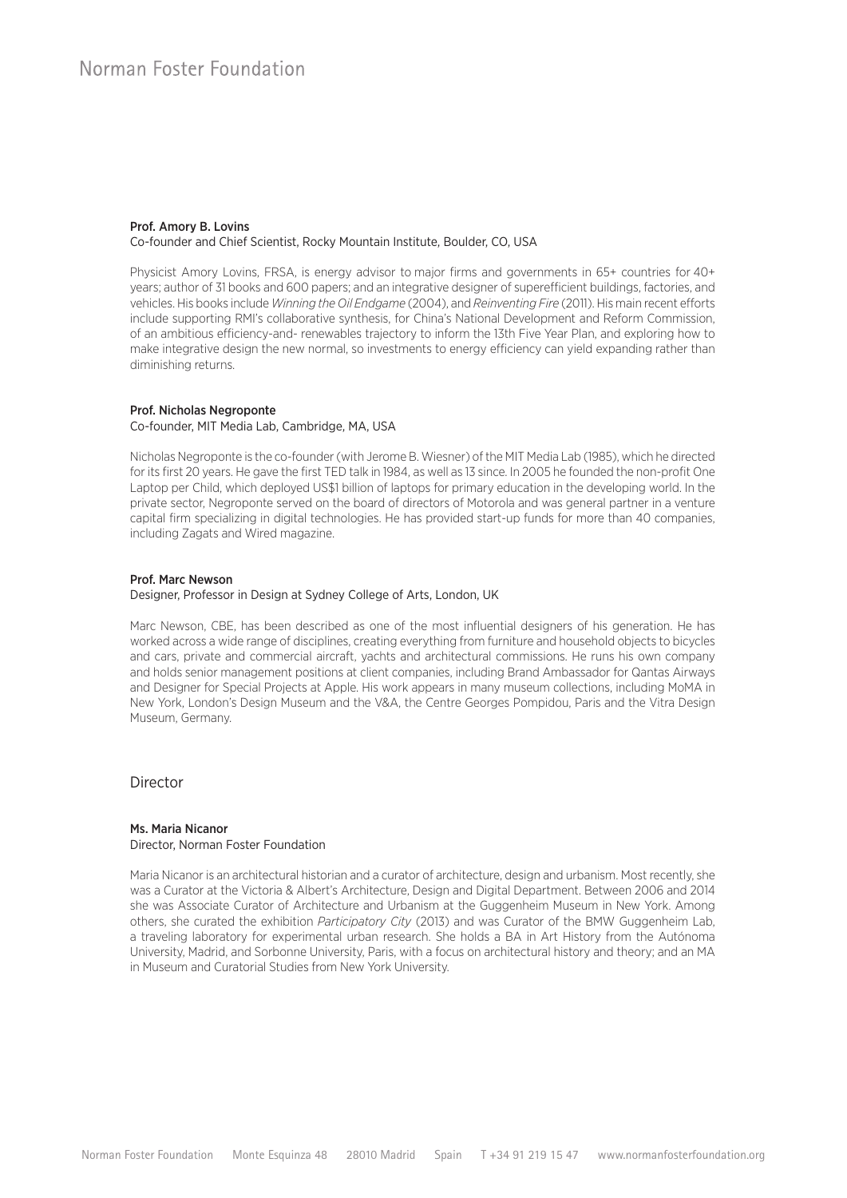**Prof. Amory B. Lovins**
Co-founder and Chief Scientist, Rocky Mountain Institute, Boulder, CO, USA

Physicist Amory Lovins, FRSA, is energy advisor to major firms and governments in 65+ countries for 40+ years; author of 31 books and 600 papers; and an integrative designer of superefficient buildings, factories, and vehicles. His books include *Winning the Oil Endgame* (2004), and *Reinventing Fire* (2011). His main recent efforts include supporting RMI's collaborative synthesis, for China's National Development and Reform Commission, of an ambitious efficiency-and- renewables trajectory to inform the 13th Five Year Plan, and exploring how to make integrative design the new normal, so investments to energy efficiency can yield expanding rather than diminishing returns.

**Prof. Nicholas Negroponte**
Co-founder, MIT Media Lab, Cambridge, MA, USA

Nicholas Negroponte is the co-founder (with Jerome B. Wiesner) of the MIT Media Lab (1985), which he directed for its first 20 years. He gave the first TED talk in 1984, as well as 13 since. In 2005 he founded the non-profit One Laptop per Child, which deployed US$1 billion of laptops for primary education in the developing world. In the private sector, Negroponte served on the board of directors of Motorola and was general partner in a venture capital firm specializing in digital technologies. He has provided start-up funds for more than 40 companies, including Zagats and Wired magazine.

**Prof. Marc Newson**
Designer, Professor in Design at Sydney College of Arts, London, UK

Marc Newson, CBE, has been described as one of the most influential designers of his generation. He has worked across a wide range of disciplines, creating everything from furniture and household objects to bicycles and cars, private and commercial aircraft, yachts and architectural commissions. He runs his own company and holds senior management positions at client companies, including Brand Ambassador for Qantas Airways and Designer for Special Projects at Apple. His work appears in many museum collections, including MoMA in New York, London's Design Museum and the V&A, the Centre Georges Pompidou, Paris and the Vitra Design Museum, Germany.

## Director

**Ms. Maria Nicanor**
Director, Norman Foster Foundation

Maria Nicanor is an architectural historian and a curator of architecture, design and urbanism. Most recently, she was a Curator at the Victoria & Albert's Architecture, Design and Digital Department. Between 2006 and 2014 she was Associate Curator of Architecture and Urbanism at the Guggenheim Museum in New York. Among others, she curated the exhibition *Participatory City* (2013) and was Curator of the BMW Guggenheim Lab, a traveling laboratory for experimental urban research. She holds a BA in Art History from the Autónoma University, Madrid, and Sorbonne University, Paris, with a focus on architectural history and theory; and an MA in Museum and Curatorial Studies from New York University.